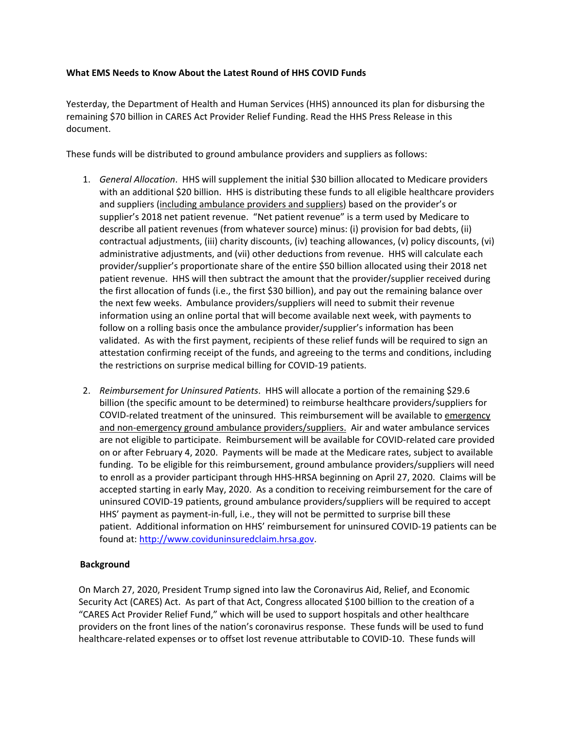**What EMS Needs to Know About the Latest Round of HHS COVID Funds**

Yesterday, the Department of Health and Human Services (HHS) announced its plan for disbursing the remaining $70 billion in CARES Act Provider Relief Funding. Read the HHS Press Release in this document.

These funds will be distributed to ground ambulance providers and suppliers as follows:

1. *General Allocation*. HHS will supplement the initial $30 billion allocated to Medicare providers with an additional $20 billion. HHS is distributing these funds to all eligible healthcare providers and suppliers (<u>including ambulance providers and suppliers</u>) based on the provider's or supplier's 2018 net patient revenue. "Net patient revenue" is a term used by Medicare to describe all patient revenues (from whatever source) minus: (i) provision for bad debts, (ii) contractual adjustments, (iii) charity discounts, (iv) teaching allowances, (v) policy discounts, (vi) administrative adjustments, and (vii) other deductions from revenue. HHS will calculate each provider/supplier's proportionate share of the entire $50 billion allocated using their 2018 net patient revenue. HHS will then subtract the amount that the provider/supplier received during the first allocation of funds (i.e., the first $30 billion), and pay out the remaining balance over the next few weeks. Ambulance providers/suppliers will need to submit their revenue information using an online portal that will become available next week, with payments to follow on a rolling basis once the ambulance provider/supplier's information has been validated. As with the first payment, recipients of these relief funds will be required to sign an attestation confirming receipt of the funds, and agreeing to the terms and conditions, including the restrictions on surprise medical billing for COVID-19 patients.

2. *Reimbursement for Uninsured Patients*. HHS will allocate a portion of the remaining $29.6 billion (the specific amount to be determined) to reimburse healthcare providers/suppliers for COVID-related treatment of the uninsured. This reimbursement will be available to <u>emergency and non-emergency ground ambulance providers/suppliers.</u> Air and water ambulance services are not eligible to participate. Reimbursement will be available for COVID-related care provided on or after February 4, 2020. Payments will be made at the Medicare rates, subject to available funding. To be eligible for this reimbursement, ground ambulance providers/suppliers will need to enroll as a provider participant through HHS-HRSA beginning on April 27, 2020. Claims will be accepted starting in early May, 2020. As a condition to receiving reimbursement for the care of uninsured COVID-19 patients, ground ambulance providers/suppliers will be required to accept HHS' payment as payment-in-full, i.e., they will not be permitted to surprise bill these patient. Additional information on HHS' reimbursement for uninsured COVID-19 patients can be found at: [http://www.coviduninsuredclaim.hrsa.gov](http://www.coviduninsuredclaim.hrsa.gov).

**Background**

On March 27, 2020, President Trump signed into law the Coronavirus Aid, Relief, and Economic Security Act (CARES) Act. As part of that Act, Congress allocated $100 billion to the creation of a "CARES Act Provider Relief Fund," which will be used to support hospitals and other healthcare providers on the front lines of the nation's coronavirus response. These funds will be used to fund healthcare-related expenses or to offset lost revenue attributable to COVID-10. These funds will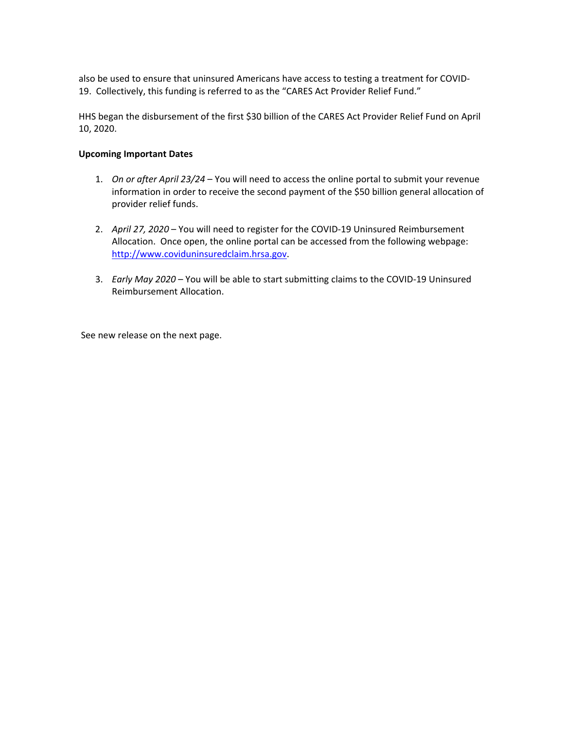also be used to ensure that uninsured Americans have access to testing a treatment for COVID-19. Collectively, this funding is referred to as the "CARES Act Provider Relief Fund."

HHS began the disbursement of the first $30 billion of the CARES Act Provider Relief Fund on April 10, 2020.

**Upcoming Important Dates**

1. *On or after April 23/24* – You will need to access the online portal to submit your revenue information in order to receive the second payment of the $50 billion general allocation of provider relief funds.

2. *April 27, 2020* – You will need to register for the COVID-19 Uninsured Reimbursement Allocation. Once open, the online portal can be accessed from the following webpage: [http://www.coviduninsuredclaim.hrsa.gov](http://www.coviduninsuredclaim.hrsa.gov).

3. *Early May 2020* – You will be able to start submitting claims to the COVID-19 Uninsured Reimbursement Allocation.

See new release on the next page.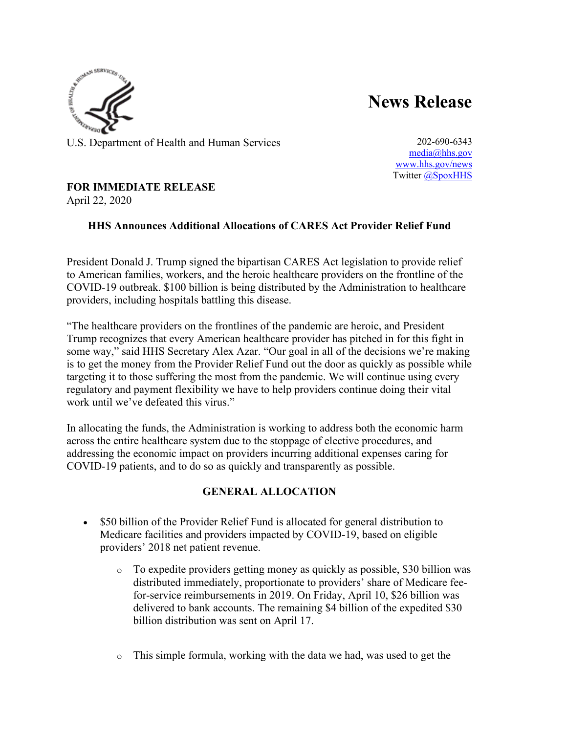U.S. Department of Health and Human Services

# News Release

202-690-6343
media@hhs.gov
www.hhs.gov/news
Twitter @SpoxHHS

**FOR IMMEDIATE RELEASE**
April 22, 2020

## HHS Announces Additional Allocations of CARES Act Provider Relief Fund

President Donald J. Trump signed the bipartisan CARES Act legislation to provide relief to American families, workers, and the heroic healthcare providers on the frontline of the COVID-19 outbreak. $100 billion is being distributed by the Administration to healthcare providers, including hospitals battling this disease.

"The healthcare providers on the frontlines of the pandemic are heroic, and President Trump recognizes that every American healthcare provider has pitched in for this fight in some way," said HHS Secretary Alex Azar. "Our goal in all of the decisions we're making is to get the money from the Provider Relief Fund out the door as quickly as possible while targeting it to those suffering the most from the pandemic. We will continue using every regulatory and payment flexibility we have to help providers continue doing their vital work until we've defeated this virus."

In allocating the funds, the Administration is working to address both the economic harm across the entire healthcare system due to the stoppage of elective procedures, and addressing the economic impact on providers incurring additional expenses caring for COVID-19 patients, and to do so as quickly and transparently as possible.

### GENERAL ALLOCATION

- $50 billion of the Provider Relief Fund is allocated for general distribution to Medicare facilities and providers impacted by COVID-19, based on eligible providers' 2018 net patient revenue.
  - To expedite providers getting money as quickly as possible, $30 billion was distributed immediately, proportionate to providers' share of Medicare fee-for-service reimbursements in 2019. On Friday, April 10, $26 billion was delivered to bank accounts. The remaining $4 billion of the expedited $30 billion distribution was sent on April 17.
  - This simple formula, working with the data we had, was used to get the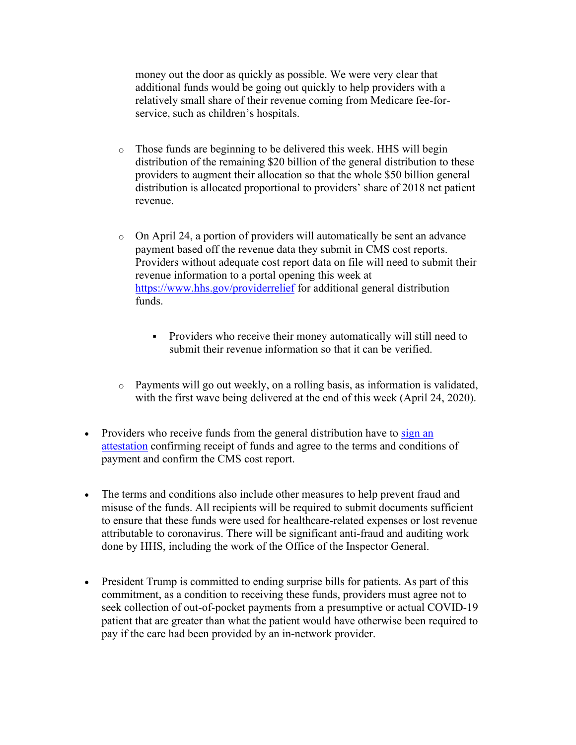money out the door as quickly as possible. We were very clear that additional funds would be going out quickly to help providers with a relatively small share of their revenue coming from Medicare fee-for-service, such as children's hospitals.

    - Those funds are beginning to be delivered this week. HHS will begin distribution of the remaining $20 billion of the general distribution to these providers to augment their allocation so that the whole $50 billion general distribution is allocated proportional to providers' share of 2018 net patient revenue.

    - On April 24, a portion of providers will automatically be sent an advance payment based off the revenue data they submit in CMS cost reports. Providers without adequate cost report data on file will need to submit their revenue information to a portal opening this week at [https://www.hhs.gov/providerrelief](https://www.hhs.gov/providerrelief) for additional general distribution funds.

        - Providers who receive their money automatically will still need to submit their revenue information so that it can be verified.

    - Payments will go out weekly, on a rolling basis, as information is validated, with the first wave being delivered at the end of this week (April 24, 2020).

- Providers who receive funds from the general distribution have to sign an attestation confirming receipt of funds and agree to the terms and conditions of payment and confirm the CMS cost report.

- The terms and conditions also include other measures to help prevent fraud and misuse of the funds. All recipients will be required to submit documents sufficient to ensure that these funds were used for healthcare-related expenses or lost revenue attributable to coronavirus. There will be significant anti-fraud and auditing work done by HHS, including the work of the Office of the Inspector General.

- President Trump is committed to ending surprise bills for patients. As part of this commitment, as a condition to receiving these funds, providers must agree not to seek collection of out-of-pocket payments from a presumptive or actual COVID-19 patient that are greater than what the patient would have otherwise been required to pay if the care had been provided by an in-network provider.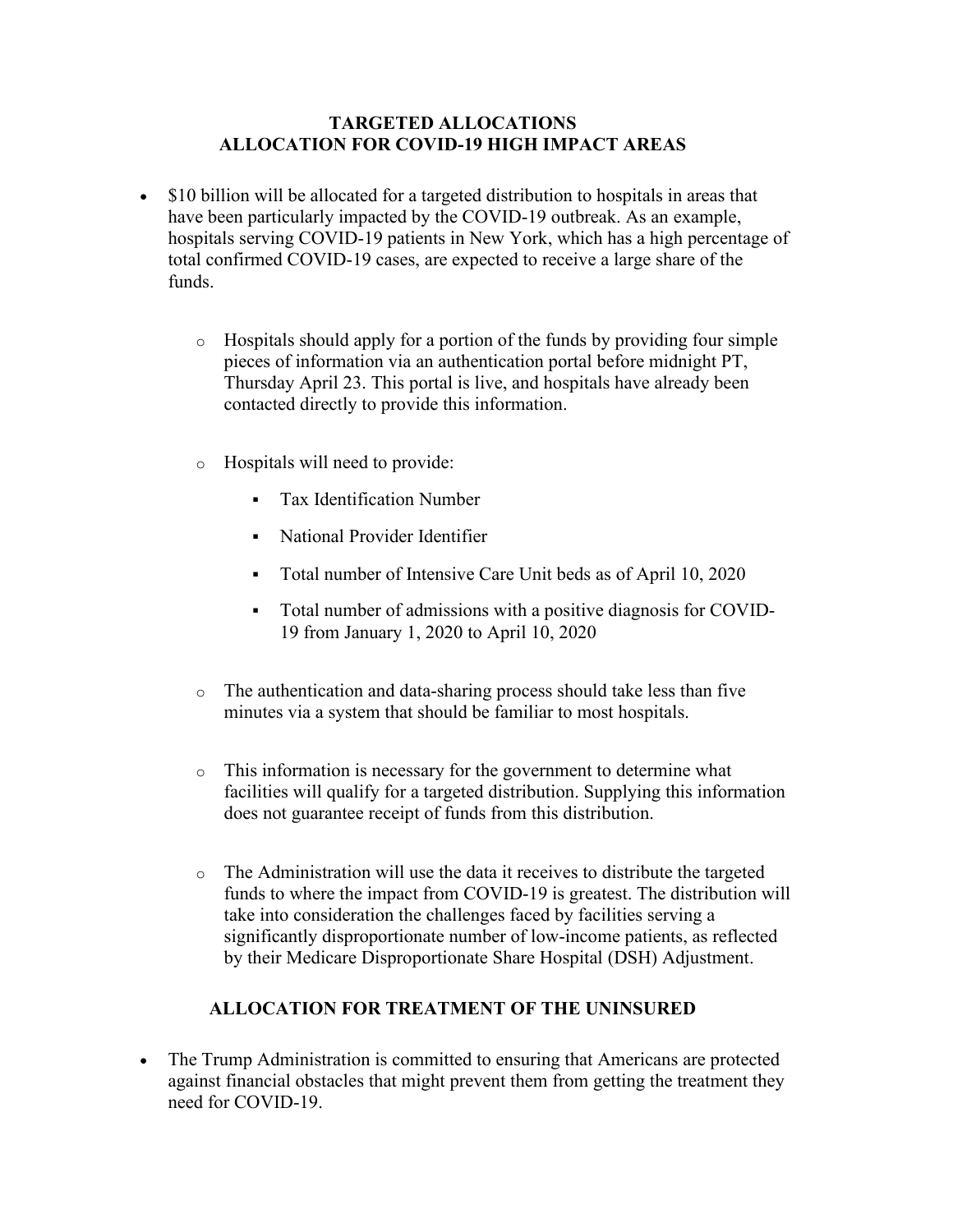## TARGETED ALLOCATIONS
## ALLOCATION FOR COVID-19 HIGH IMPACT AREAS

- $10 billion will be allocated for a targeted distribution to hospitals in areas that have been particularly impacted by the COVID-19 outbreak. As an example, hospitals serving COVID-19 patients in New York, which has a high percentage of total confirmed COVID-19 cases, are expected to receive a large share of the funds.
  - Hospitals should apply for a portion of the funds by providing four simple pieces of information via an authentication portal before midnight PT, Thursday April 23. This portal is live, and hospitals have already been contacted directly to provide this information.
  - Hospitals will need to provide:
    - Tax Identification Number
    - National Provider Identifier
    - Total number of Intensive Care Unit beds as of April 10, 2020
    - Total number of admissions with a positive diagnosis for COVID-19 from January 1, 2020 to April 10, 2020
  - The authentication and data-sharing process should take less than five minutes via a system that should be familiar to most hospitals.
  - This information is necessary for the government to determine what facilities will qualify for a targeted distribution. Supplying this information does not guarantee receipt of funds from this distribution.
  - The Administration will use the data it receives to distribute the targeted funds to where the impact from COVID-19 is greatest. The distribution will take into consideration the challenges faced by facilities serving a significantly disproportionate number of low-income patients, as reflected by their Medicare Disproportionate Share Hospital (DSH) Adjustment.

## ALLOCATION FOR TREATMENT OF THE UNINSURED

- The Trump Administration is committed to ensuring that Americans are protected against financial obstacles that might prevent them from getting the treatment they need for COVID-19.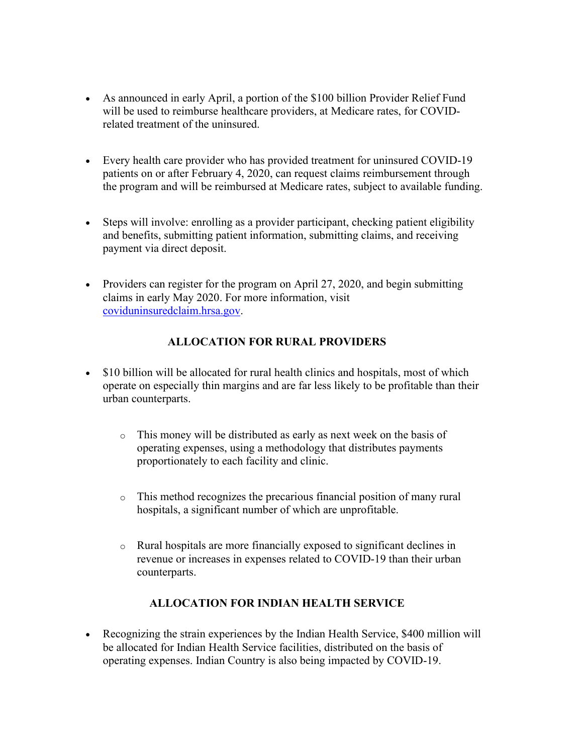- As announced in early April, a portion of the $100 billion Provider Relief Fund will be used to reimburse healthcare providers, at Medicare rates, for COVID-related treatment of the uninsured.

- Every health care provider who has provided treatment for uninsured COVID-19 patients on or after February 4, 2020, can request claims reimbursement through the program and will be reimbursed at Medicare rates, subject to available funding.

- Steps will involve: enrolling as a provider participant, checking patient eligibility and benefits, submitting patient information, submitting claims, and receiving payment via direct deposit.

- Providers can register for the program on April 27, 2020, and begin submitting claims in early May 2020. For more information, visit [coviduninsuredclaim.hrsa.gov](coviduninsuredclaim.hrsa.gov).

## ALLOCATION FOR RURAL PROVIDERS

- $10 billion will be allocated for rural health clinics and hospitals, most of which operate on especially thin margins and are far less likely to be profitable than their urban counterparts.

  - This money will be distributed as early as next week on the basis of operating expenses, using a methodology that distributes payments proportionately to each facility and clinic.

  - This method recognizes the precarious financial position of many rural hospitals, a significant number of which are unprofitable.

  - Rural hospitals are more financially exposed to significant declines in revenue or increases in expenses related to COVID-19 than their urban counterparts.

## ALLOCATION FOR INDIAN HEALTH SERVICE

- Recognizing the strain experiences by the Indian Health Service, $400 million will be allocated for Indian Health Service facilities, distributed on the basis of operating expenses. Indian Country is also being impacted by COVID-19.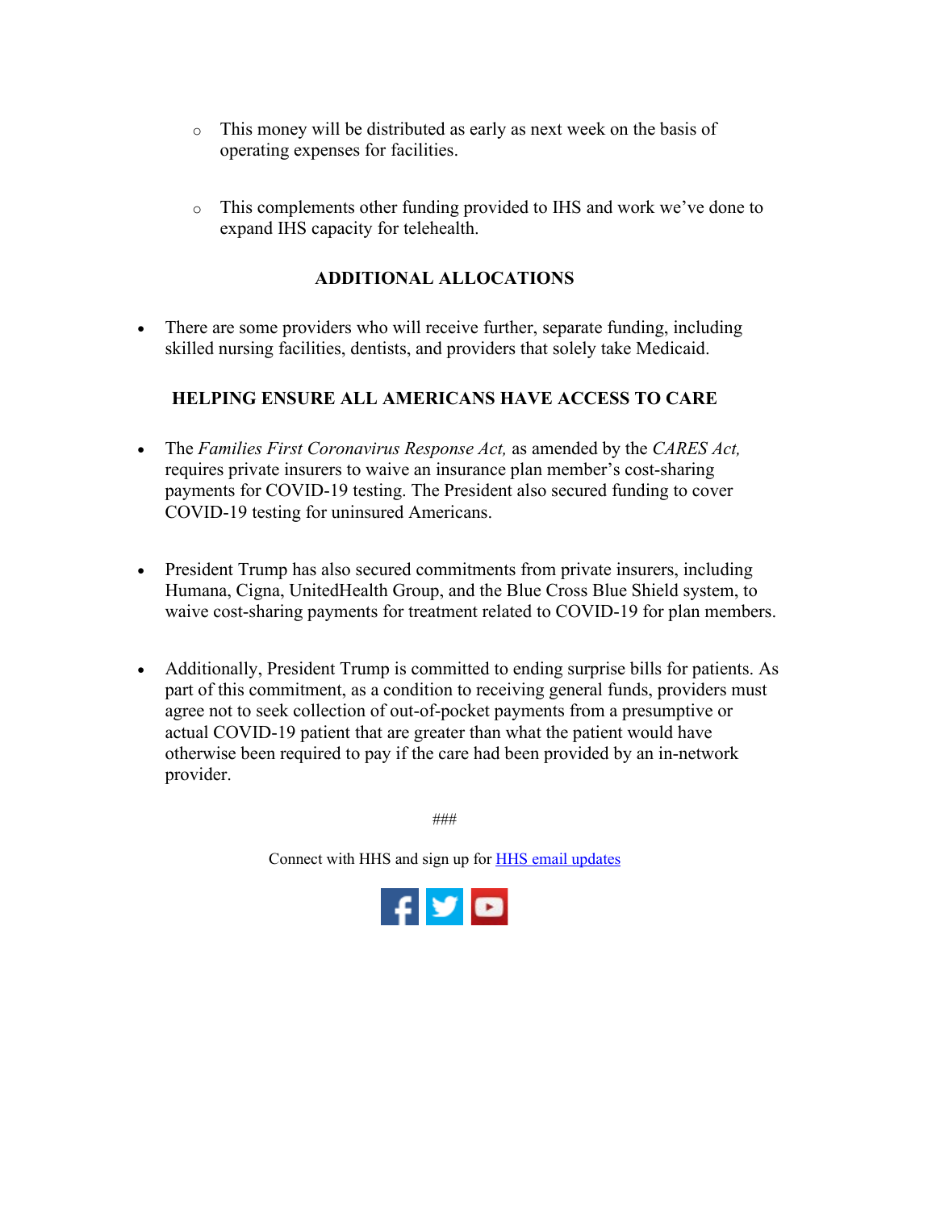- This money will be distributed as early as next week on the basis of operating expenses for facilities.

  - This complements other funding provided to IHS and work we've done to expand IHS capacity for telehealth.

## ADDITIONAL ALLOCATIONS

- There are some providers who will receive further, separate funding, including skilled nursing facilities, dentists, and providers that solely take Medicaid.

## HELPING ENSURE ALL AMERICANS HAVE ACCESS TO CARE

- The *Families First Coronavirus Response Act,* as amended by the *CARES Act,* requires private insurers to waive an insurance plan member's cost-sharing payments for COVID-19 testing. The President also secured funding to cover COVID-19 testing for uninsured Americans.

- President Trump has also secured commitments from private insurers, including Humana, Cigna, UnitedHealth Group, and the Blue Cross Blue Shield system, to waive cost-sharing payments for treatment related to COVID-19 for plan members.

- Additionally, President Trump is committed to ending surprise bills for patients. As part of this commitment, as a condition to receiving general funds, providers must agree not to seek collection of out-of-pocket payments from a presumptive or actual COVID-19 patient that are greater than what the patient would have otherwise been required to pay if the care had been provided by an in-network provider.

###

Connect with HHS and sign up for HHS email updates